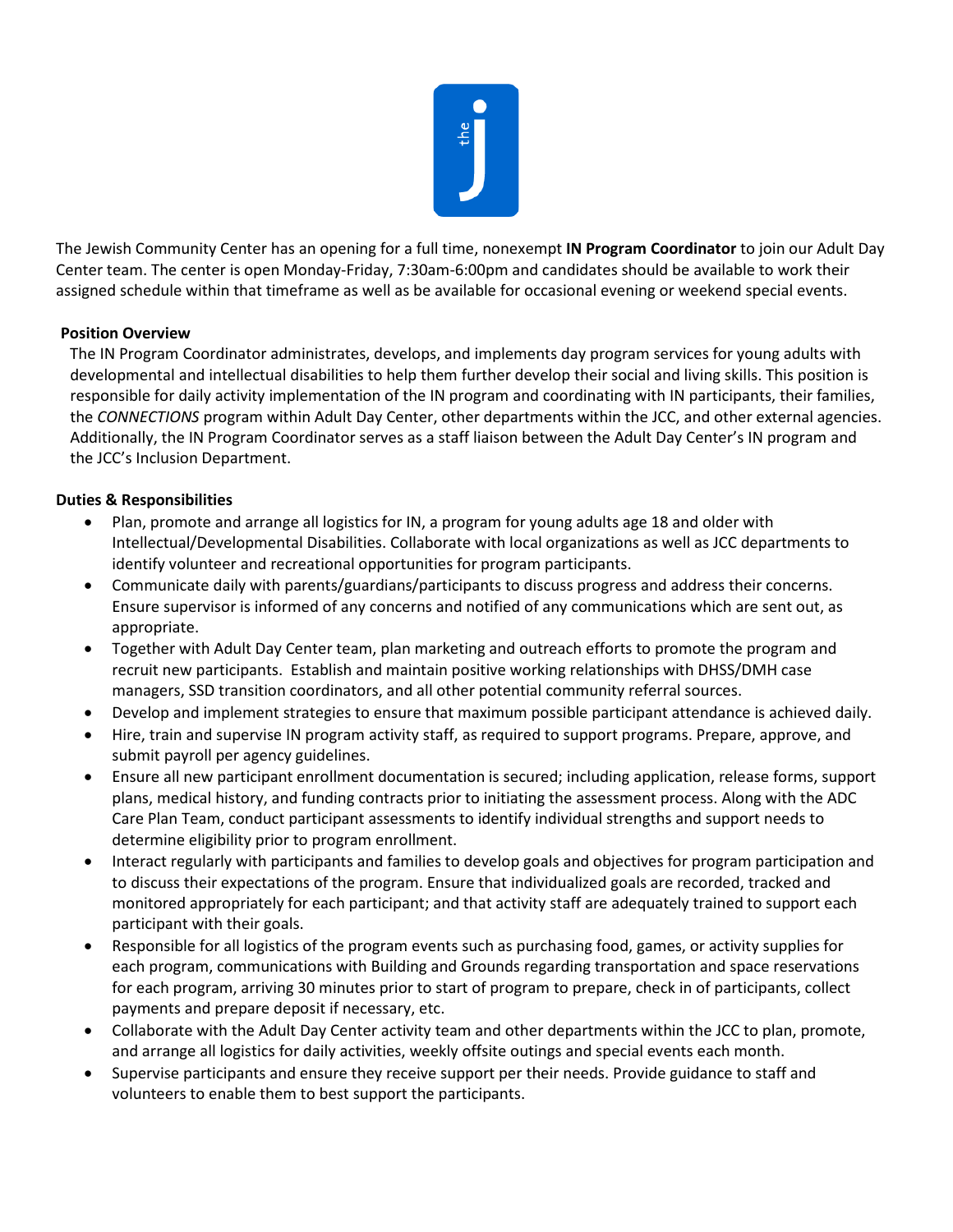The Jewish Community Center has an opening for a full time, nonexempt **IN Program Coordinator** to join our Adult Day Center team. The center is open Monday-Friday, 7:30am-6:00pm and candidates should be available to work their assigned schedule within that timeframe as well as be available for occasional evening or weekend special events.

**Position Overview**

The IN Program Coordinator administrates, develops, and implements day program services for young adults with developmental and intellectual disabilities to help them further develop their social and living skills. This position is responsible for daily activity implementation of the IN program and coordinating with IN participants, their families, the *CONNECTIONS* program within Adult Day Center, other departments within the JCC, and other external agencies. Additionally, the IN Program Coordinator serves as a staff liaison between the Adult Day Center's IN program and the JCC's Inclusion Department.

**Duties & Responsibilities**

- Plan, promote and arrange all logistics for IN, a program for young adults age 18 and older with Intellectual/Developmental Disabilities. Collaborate with local organizations as well as JCC departments to identify volunteer and recreational opportunities for program participants.
- Communicate daily with parents/guardians/participants to discuss progress and address their concerns. Ensure supervisor is informed of any concerns and notified of any communications which are sent out, as appropriate.
- Together with Adult Day Center team, plan marketing and outreach efforts to promote the program and recruit new participants. Establish and maintain positive working relationships with DHSS/DMH case managers, SSD transition coordinators, and all other potential community referral sources.
- Develop and implement strategies to ensure that maximum possible participant attendance is achieved daily.
- Hire, train and supervise IN program activity staff, as required to support programs. Prepare, approve, and submit payroll per agency guidelines.
- Ensure all new participant enrollment documentation is secured; including application, release forms, support plans, medical history, and funding contracts prior to initiating the assessment process. Along with the ADC Care Plan Team, conduct participant assessments to identify individual strengths and support needs to determine eligibility prior to program enrollment.
- Interact regularly with participants and families to develop goals and objectives for program participation and to discuss their expectations of the program. Ensure that individualized goals are recorded, tracked and monitored appropriately for each participant; and that activity staff are adequately trained to support each participant with their goals.
- Responsible for all logistics of the program events such as purchasing food, games, or activity supplies for each program, communications with Building and Grounds regarding transportation and space reservations for each program, arriving 30 minutes prior to start of program to prepare, check in of participants, collect payments and prepare deposit if necessary, etc.
- Collaborate with the Adult Day Center activity team and other departments within the JCC to plan, promote, and arrange all logistics for daily activities, weekly offsite outings and special events each month.
- Supervise participants and ensure they receive support per their needs. Provide guidance to staff and volunteers to enable them to best support the participants.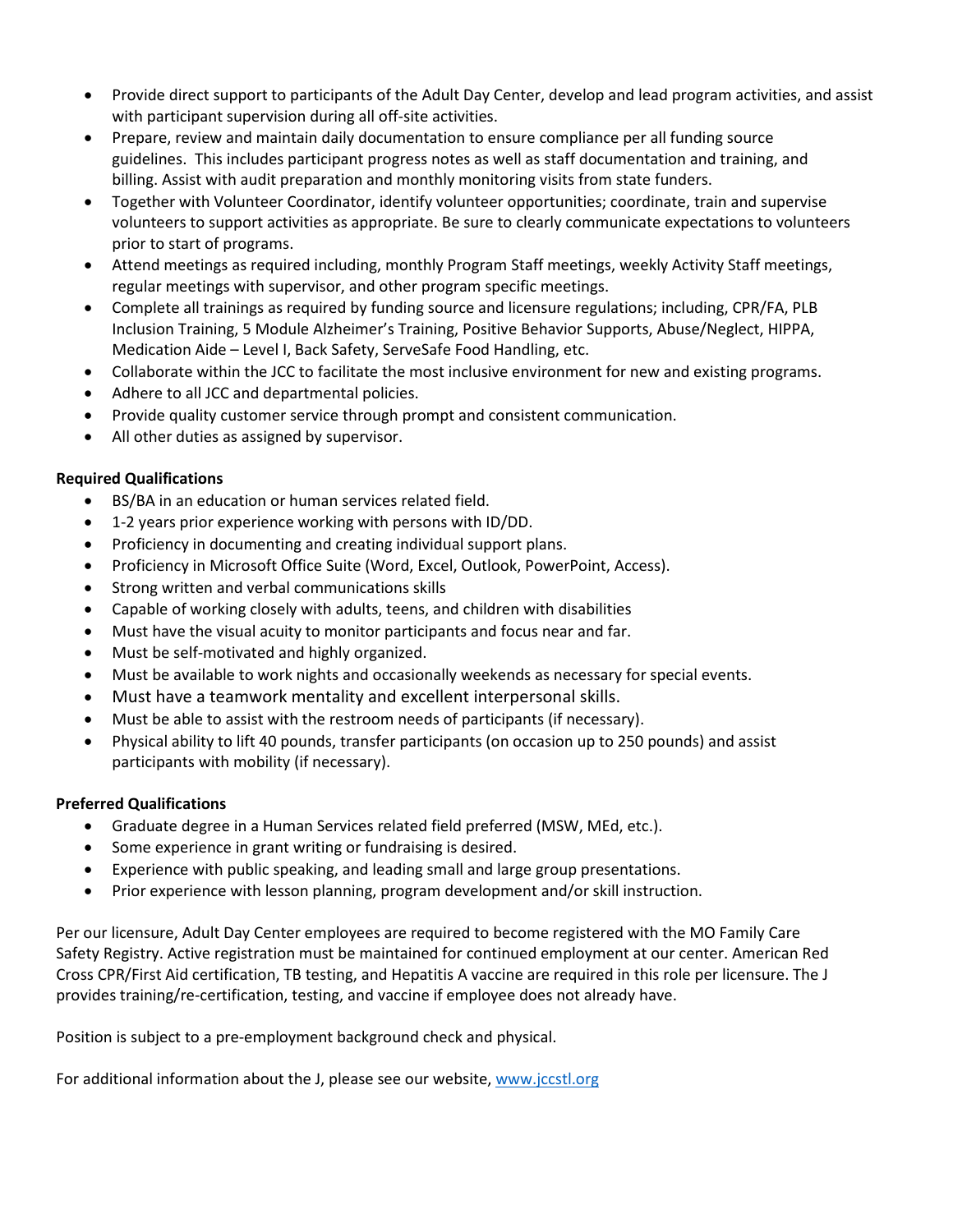- Provide direct support to participants of the Adult Day Center, develop and lead program activities, and assist with participant supervision during all off-site activities.
- Prepare, review and maintain daily documentation to ensure compliance per all funding source guidelines. This includes participant progress notes as well as staff documentation and training, and billing. Assist with audit preparation and monthly monitoring visits from state funders.
- Together with Volunteer Coordinator, identify volunteer opportunities; coordinate, train and supervise volunteers to support activities as appropriate. Be sure to clearly communicate expectations to volunteers prior to start of programs.
- Attend meetings as required including, monthly Program Staff meetings, weekly Activity Staff meetings, regular meetings with supervisor, and other program specific meetings.
- Complete all trainings as required by funding source and licensure regulations; including, CPR/FA, PLB Inclusion Training, 5 Module Alzheimer's Training, Positive Behavior Supports, Abuse/Neglect, HIPPA, Medication Aide – Level I, Back Safety, ServeSafe Food Handling, etc.
- Collaborate within the JCC to facilitate the most inclusive environment for new and existing programs.
- Adhere to all JCC and departmental policies.
- Provide quality customer service through prompt and consistent communication.
- All other duties as assigned by supervisor.

**Required Qualifications**

- BS/BA in an education or human services related field.
- 1-2 years prior experience working with persons with ID/DD.
- Proficiency in documenting and creating individual support plans.
- Proficiency in Microsoft Office Suite (Word, Excel, Outlook, PowerPoint, Access).
- Strong written and verbal communications skills
- Capable of working closely with adults, teens, and children with disabilities
- Must have the visual acuity to monitor participants and focus near and far.
- Must be self-motivated and highly organized.
- Must be available to work nights and occasionally weekends as necessary for special events.
- Must have a teamwork mentality and excellent interpersonal skills.
- Must be able to assist with the restroom needs of participants (if necessary).
- Physical ability to lift 40 pounds, transfer participants (on occasion up to 250 pounds) and assist participants with mobility (if necessary).

**Preferred Qualifications**

- Graduate degree in a Human Services related field preferred (MSW, MEd, etc.).
- Some experience in grant writing or fundraising is desired.
- Experience with public speaking, and leading small and large group presentations.
- Prior experience with lesson planning, program development and/or skill instruction.

Per our licensure, Adult Day Center employees are required to become registered with the MO Family Care Safety Registry. Active registration must be maintained for continued employment at our center. American Red Cross CPR/First Aid certification, TB testing, and Hepatitis A vaccine are required in this role per licensure. The J provides training/re-certification, testing, and vaccine if employee does not already have.

Position is subject to a pre-employment background check and physical.

For additional information about the J, please see our website, www.jccstl.org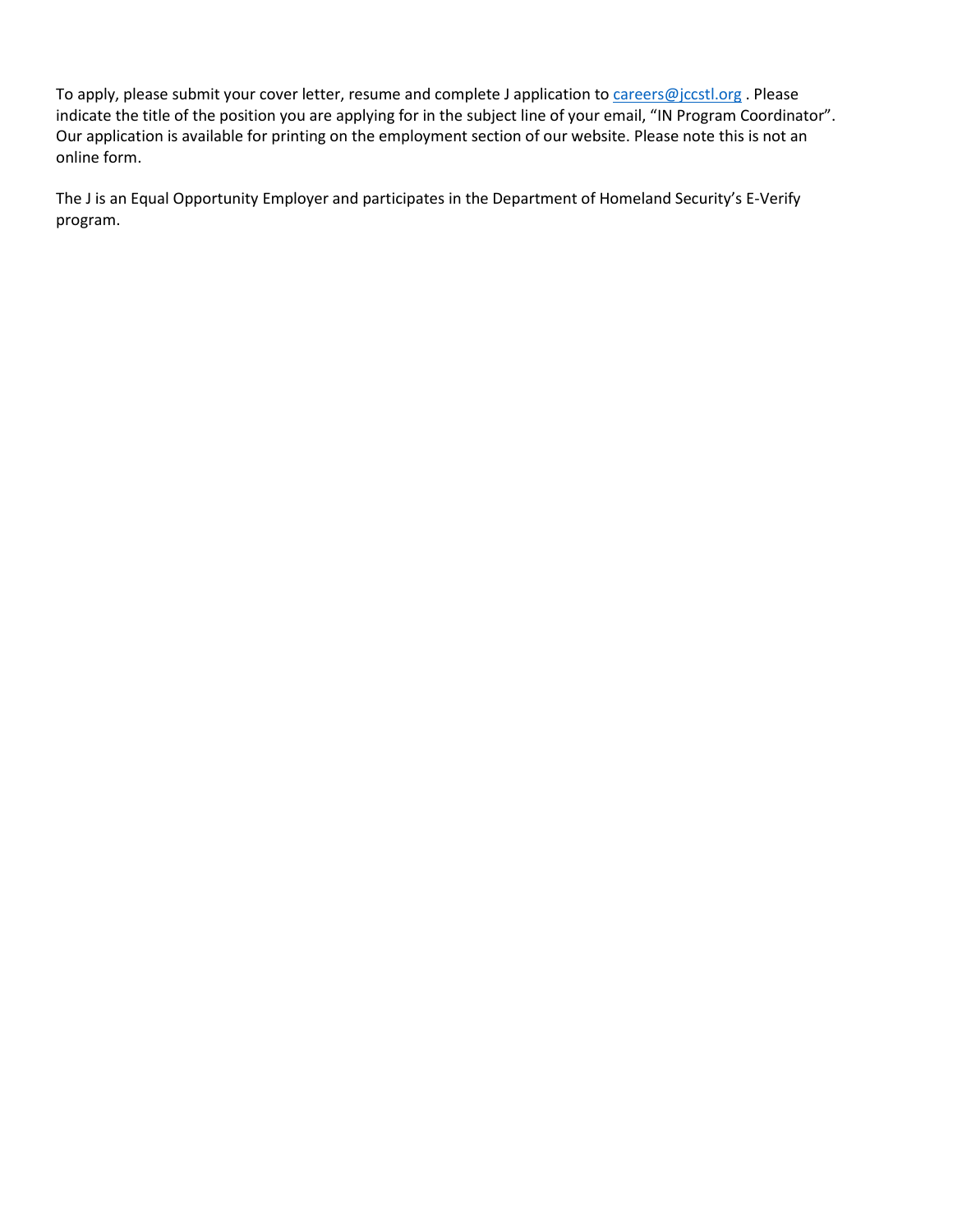To apply, please submit your cover letter, resume and complete J application to careers@jccstl.org . Please indicate the title of the position you are applying for in the subject line of your email, “IN Program Coordinator”. Our application is available for printing on the employment section of our website. Please note this is not an online form.

The J is an Equal Opportunity Employer and participates in the Department of Homeland Security’s E-Verify program.